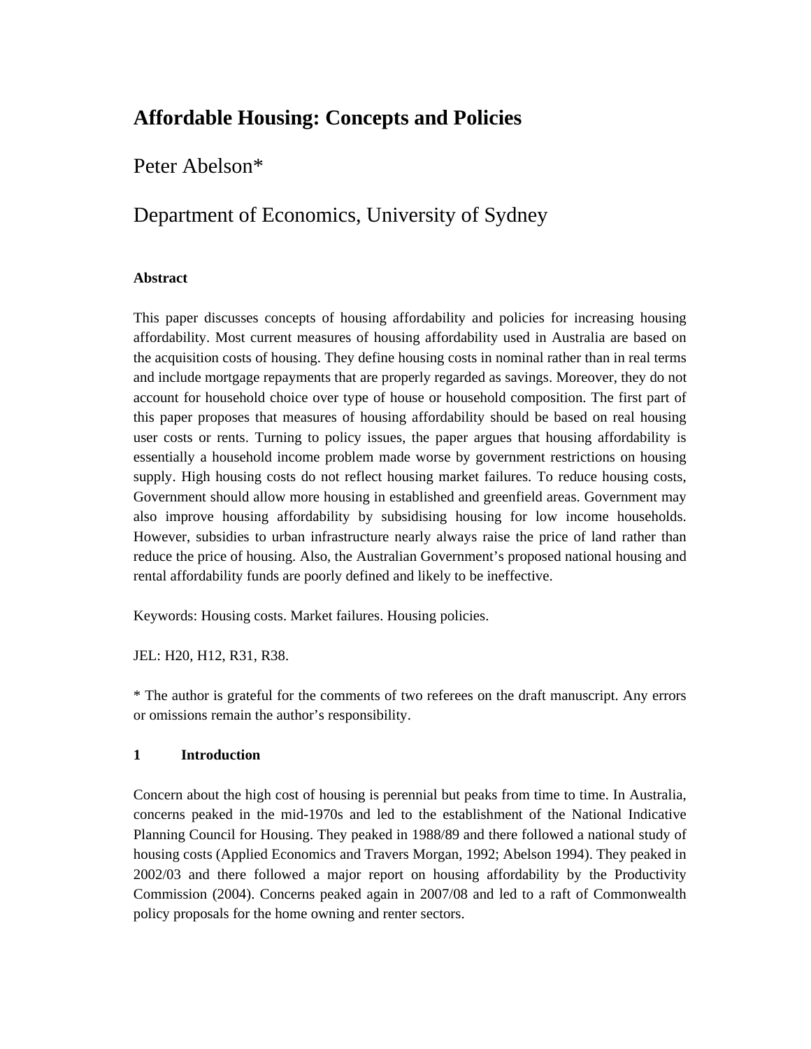# Affordable Housing: Concepts and Policies

Peter Abelson*

Department of Economics, University of Sydney

**Abstract**

This paper discusses concepts of housing affordability and policies for increasing housing affordability. Most current measures of housing affordability used in Australia are based on the acquisition costs of housing. They define housing costs in nominal rather than in real terms and include mortgage repayments that are properly regarded as savings. Moreover, they do not account for household choice over type of house or household composition. The first part of this paper proposes that measures of housing affordability should be based on real housing user costs or rents. Turning to policy issues, the paper argues that housing affordability is essentially a household income problem made worse by government restrictions on housing supply. High housing costs do not reflect housing market failures. To reduce housing costs, Government should allow more housing in established and greenfield areas. Government may also improve housing affordability by subsidising housing for low income households. However, subsidies to urban infrastructure nearly always raise the price of land rather than reduce the price of housing. Also, the Australian Government's proposed national housing and rental affordability funds are poorly defined and likely to be ineffective.

Keywords: Housing costs. Market failures. Housing policies.

JEL: H20, H12, R31, R38.

* The author is grateful for the comments of two referees on the draft manuscript. Any errors or omissions remain the author's responsibility.

## 1 Introduction

Concern about the high cost of housing is perennial but peaks from time to time. In Australia, concerns peaked in the mid-1970s and led to the establishment of the National Indicative Planning Council for Housing. They peaked in 1988/89 and there followed a national study of housing costs (Applied Economics and Travers Morgan, 1992; Abelson 1994). They peaked in 2002/03 and there followed a major report on housing affordability by the Productivity Commission (2004). Concerns peaked again in 2007/08 and led to a raft of Commonwealth policy proposals for the home owning and renter sectors.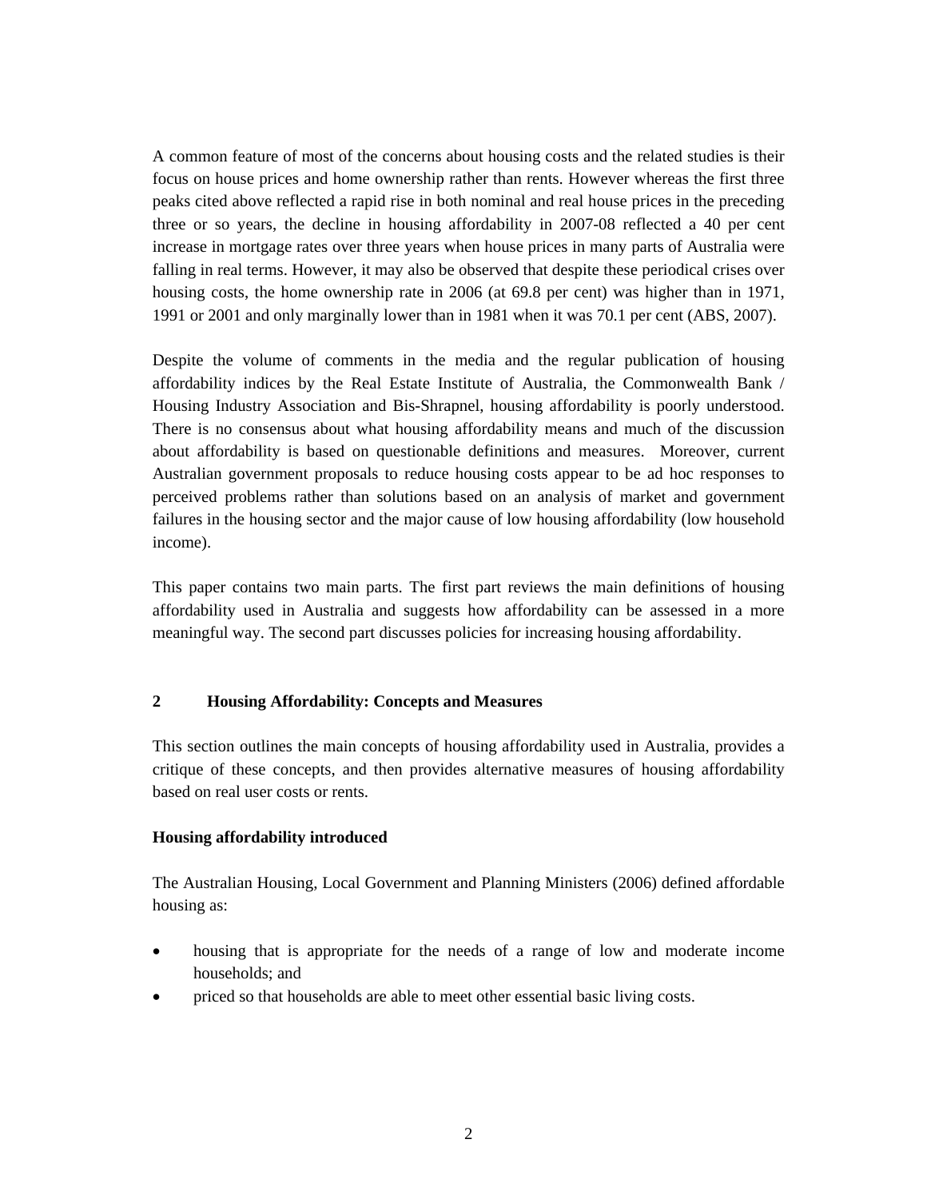A common feature of most of the concerns about housing costs and the related studies is their focus on house prices and home ownership rather than rents. However whereas the first three peaks cited above reflected a rapid rise in both nominal and real house prices in the preceding three or so years, the decline in housing affordability in 2007-08 reflected a 40 per cent increase in mortgage rates over three years when house prices in many parts of Australia were falling in real terms. However, it may also be observed that despite these periodical crises over housing costs, the home ownership rate in 2006 (at 69.8 per cent) was higher than in 1971, 1991 or 2001 and only marginally lower than in 1981 when it was 70.1 per cent (ABS, 2007).

Despite the volume of comments in the media and the regular publication of housing affordability indices by the Real Estate Institute of Australia, the Commonwealth Bank / Housing Industry Association and Bis-Shrapnel, housing affordability is poorly understood. There is no consensus about what housing affordability means and much of the discussion about affordability is based on questionable definitions and measures. Moreover, current Australian government proposals to reduce housing costs appear to be ad hoc responses to perceived problems rather than solutions based on an analysis of market and government failures in the housing sector and the major cause of low housing affordability (low household income).

This paper contains two main parts. The first part reviews the main definitions of housing affordability used in Australia and suggests how affordability can be assessed in a more meaningful way. The second part discusses policies for increasing housing affordability.

## 2 Housing Affordability: Concepts and Measures

This section outlines the main concepts of housing affordability used in Australia, provides a critique of these concepts, and then provides alternative measures of housing affordability based on real user costs or rents.

### Housing affordability introduced

The Australian Housing, Local Government and Planning Ministers (2006) defined affordable housing as:

- housing that is appropriate for the needs of a range of low and moderate income households; and
- priced so that households are able to meet other essential basic living costs.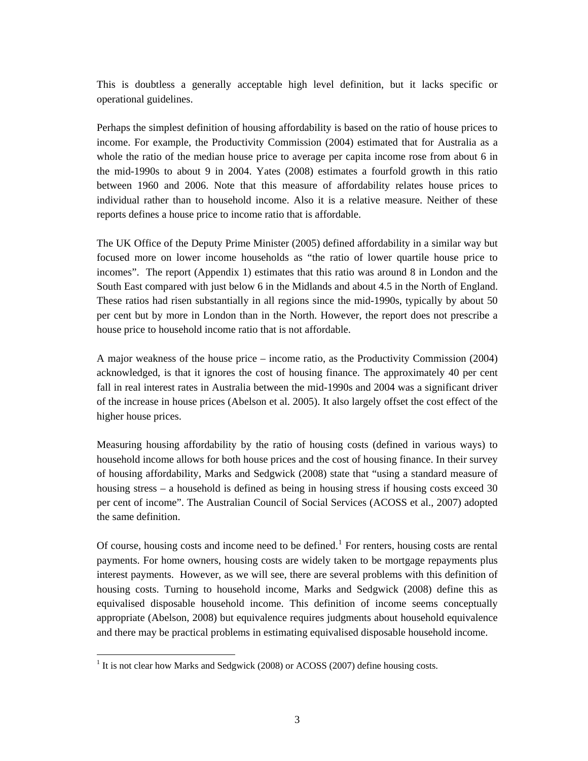This is doubtless a generally acceptable high level definition, but it lacks specific or operational guidelines.

Perhaps the simplest definition of housing affordability is based on the ratio of house prices to income. For example, the Productivity Commission (2004) estimated that for Australia as a whole the ratio of the median house price to average per capita income rose from about 6 in the mid-1990s to about 9 in 2004. Yates (2008) estimates a fourfold growth in this ratio between 1960 and 2006. Note that this measure of affordability relates house prices to individual rather than to household income. Also it is a relative measure. Neither of these reports defines a house price to income ratio that is affordable.

The UK Office of the Deputy Prime Minister (2005) defined affordability in a similar way but focused more on lower income households as "the ratio of lower quartile house price to incomes". The report (Appendix 1) estimates that this ratio was around 8 in London and the South East compared with just below 6 in the Midlands and about 4.5 in the North of England. These ratios had risen substantially in all regions since the mid-1990s, typically by about 50 per cent but by more in London than in the North. However, the report does not prescribe a house price to household income ratio that is not affordable.

A major weakness of the house price – income ratio, as the Productivity Commission (2004) acknowledged, is that it ignores the cost of housing finance. The approximately 40 per cent fall in real interest rates in Australia between the mid-1990s and 2004 was a significant driver of the increase in house prices (Abelson et al. 2005). It also largely offset the cost effect of the higher house prices.

Measuring housing affordability by the ratio of housing costs (defined in various ways) to household income allows for both house prices and the cost of housing finance. In their survey of housing affordability, Marks and Sedgwick (2008) state that "using a standard measure of housing stress – a household is defined as being in housing stress if housing costs exceed 30 per cent of income". The Australian Council of Social Services (ACOSS et al., 2007) adopted the same definition.

Of course, housing costs and income need to be defined.[1] For renters, housing costs are rental payments. For home owners, housing costs are widely taken to be mortgage repayments plus interest payments. However, as we will see, there are several problems with this definition of housing costs. Turning to household income, Marks and Sedgwick (2008) define this as equivalised disposable household income. This definition of income seems conceptually appropriate (Abelson, 2008) but equivalence requires judgments about household equivalence and there may be practical problems in estimating equivalised disposable household income.

[1] It is not clear how Marks and Sedgwick (2008) or ACOSS (2007) define housing costs.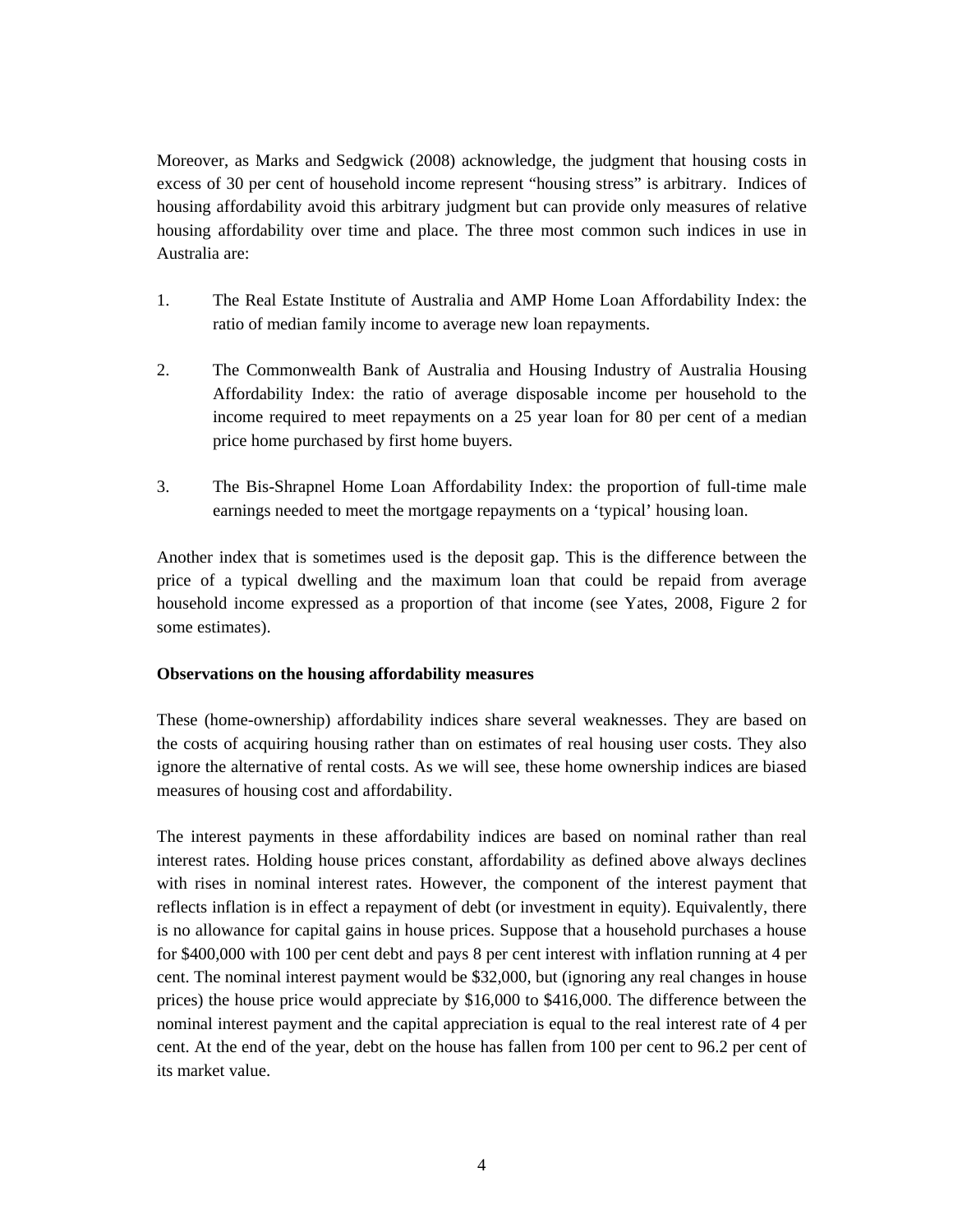Moreover, as Marks and Sedgwick (2008) acknowledge, the judgment that housing costs in excess of 30 per cent of household income represent "housing stress" is arbitrary. Indices of housing affordability avoid this arbitrary judgment but can provide only measures of relative housing affordability over time and place. The three most common such indices in use in Australia are:

1. The Real Estate Institute of Australia and AMP Home Loan Affordability Index: the ratio of median family income to average new loan repayments.

2. The Commonwealth Bank of Australia and Housing Industry of Australia Housing Affordability Index: the ratio of average disposable income per household to the income required to meet repayments on a 25 year loan for 80 per cent of a median price home purchased by first home buyers.

3. The Bis-Shrapnel Home Loan Affordability Index: the proportion of full-time male earnings needed to meet the mortgage repayments on a 'typical' housing loan.

Another index that is sometimes used is the deposit gap. This is the difference between the price of a typical dwelling and the maximum loan that could be repaid from average household income expressed as a proportion of that income (see Yates, 2008, Figure 2 for some estimates).

**Observations on the housing affordability measures**

These (home-ownership) affordability indices share several weaknesses. They are based on the costs of acquiring housing rather than on estimates of real housing user costs. They also ignore the alternative of rental costs. As we will see, these home ownership indices are biased measures of housing cost and affordability.

The interest payments in these affordability indices are based on nominal rather than real interest rates. Holding house prices constant, affordability as defined above always declines with rises in nominal interest rates. However, the component of the interest payment that reflects inflation is in effect a repayment of debt (or investment in equity). Equivalently, there is no allowance for capital gains in house prices. Suppose that a household purchases a house for $400,000 with 100 per cent debt and pays 8 per cent interest with inflation running at 4 per cent. The nominal interest payment would be $32,000, but (ignoring any real changes in house prices) the house price would appreciate by $16,000 to $416,000. The difference between the nominal interest payment and the capital appreciation is equal to the real interest rate of 4 per cent. At the end of the year, debt on the house has fallen from 100 per cent to 96.2 per cent of its market value.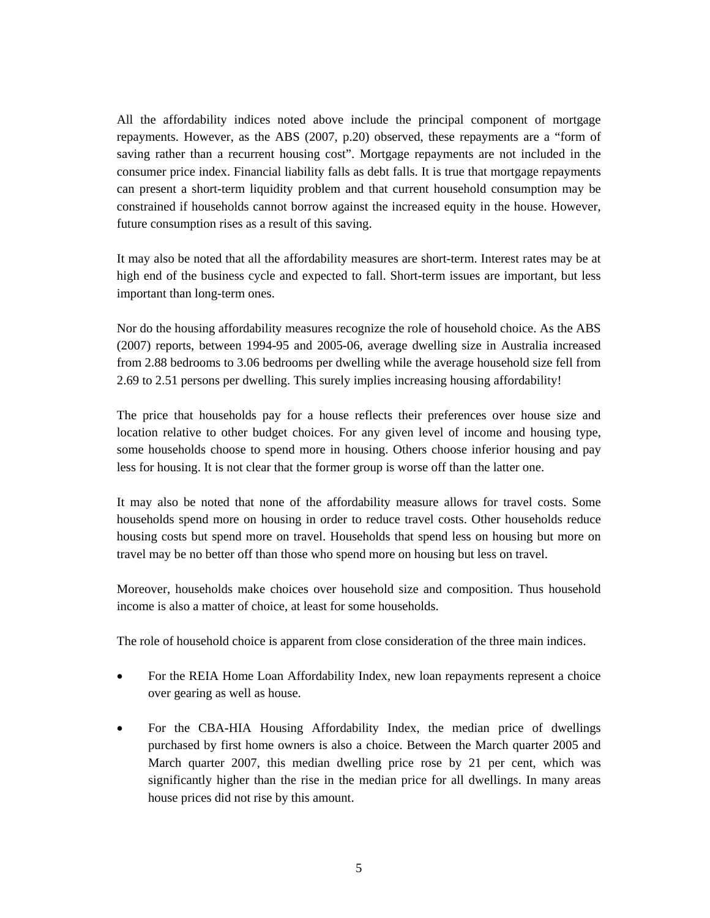All the affordability indices noted above include the principal component of mortgage repayments. However, as the ABS (2007, p.20) observed, these repayments are a "form of saving rather than a recurrent housing cost". Mortgage repayments are not included in the consumer price index. Financial liability falls as debt falls. It is true that mortgage repayments can present a short-term liquidity problem and that current household consumption may be constrained if households cannot borrow against the increased equity in the house. However, future consumption rises as a result of this saving.

It may also be noted that all the affordability measures are short-term. Interest rates may be at high end of the business cycle and expected to fall. Short-term issues are important, but less important than long-term ones.

Nor do the housing affordability measures recognize the role of household choice. As the ABS (2007) reports, between 1994-95 and 2005-06, average dwelling size in Australia increased from 2.88 bedrooms to 3.06 bedrooms per dwelling while the average household size fell from 2.69 to 2.51 persons per dwelling. This surely implies increasing housing affordability!

The price that households pay for a house reflects their preferences over house size and location relative to other budget choices. For any given level of income and housing type, some households choose to spend more in housing. Others choose inferior housing and pay less for housing. It is not clear that the former group is worse off than the latter one.

It may also be noted that none of the affordability measure allows for travel costs. Some households spend more on housing in order to reduce travel costs. Other households reduce housing costs but spend more on travel. Households that spend less on housing but more on travel may be no better off than those who spend more on housing but less on travel.

Moreover, households make choices over household size and composition. Thus household income is also a matter of choice, at least for some households.

The role of household choice is apparent from close consideration of the three main indices.

- For the REIA Home Loan Affordability Index, new loan repayments represent a choice over gearing as well as house.

- For the CBA-HIA Housing Affordability Index, the median price of dwellings purchased by first home owners is also a choice. Between the March quarter 2005 and March quarter 2007, this median dwelling price rose by 21 per cent, which was significantly higher than the rise in the median price for all dwellings. In many areas house prices did not rise by this amount.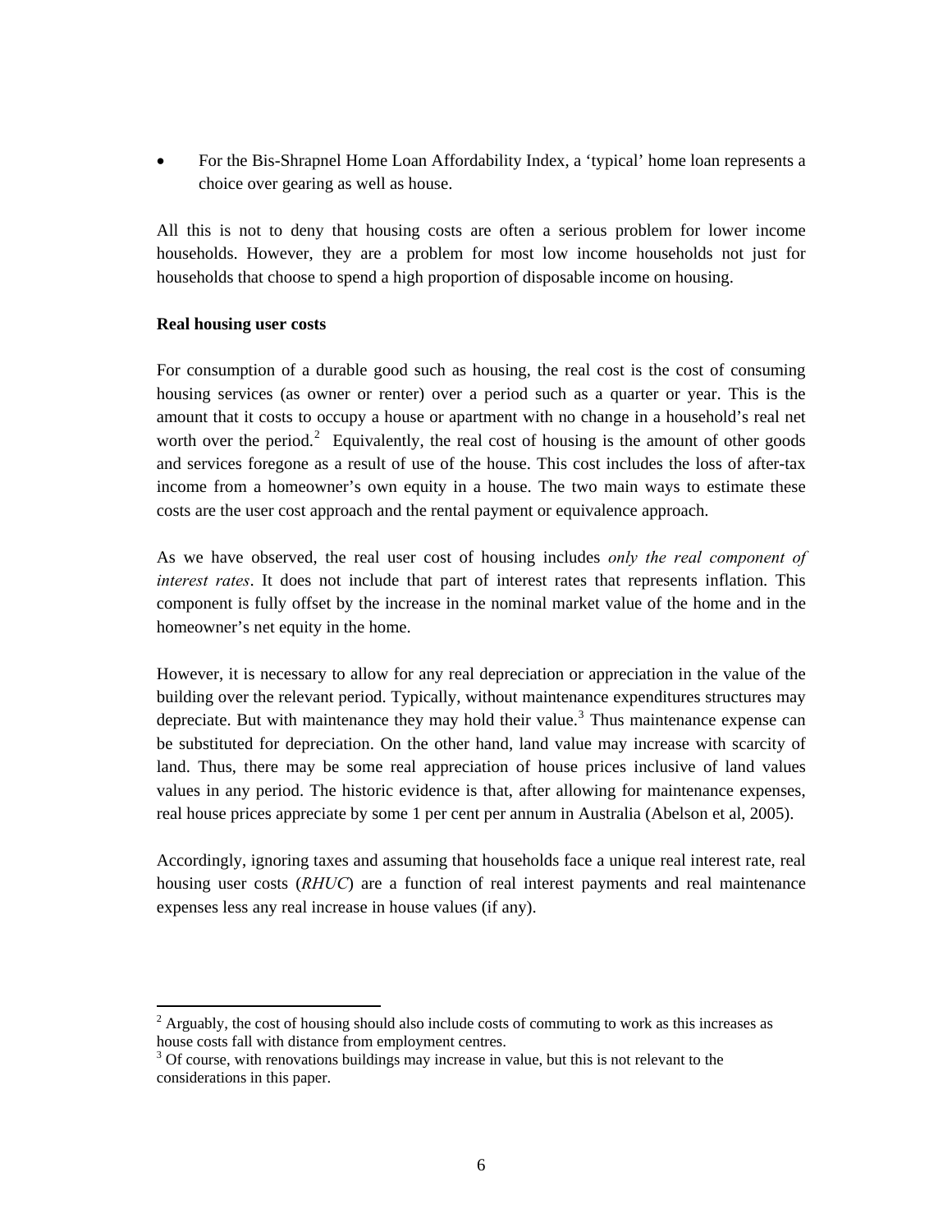- For the Bis-Shrapnel Home Loan Affordability Index, a 'typical' home loan represents a choice over gearing as well as house.

All this is not to deny that housing costs are often a serious problem for lower income households. However, they are a problem for most low income households not just for households that choose to spend a high proportion of disposable income on housing.

**Real housing user costs**

For consumption of a durable good such as housing, the real cost is the cost of consuming housing services (as owner or renter) over a period such as a quarter or year. This is the amount that it costs to occupy a house or apartment with no change in a household's real net worth over the period.[2] Equivalently, the real cost of housing is the amount of other goods and services foregone as a result of use of the house. This cost includes the loss of after-tax income from a homeowner's own equity in a house. The two main ways to estimate these costs are the user cost approach and the rental payment or equivalence approach.

As we have observed, the real user cost of housing includes *only the real component of interest rates*. It does not include that part of interest rates that represents inflation. This component is fully offset by the increase in the nominal market value of the home and in the homeowner's net equity in the home.

However, it is necessary to allow for any real depreciation or appreciation in the value of the building over the relevant period. Typically, without maintenance expenditures structures may depreciate. But with maintenance they may hold their value.[3] Thus maintenance expense can be substituted for depreciation. On the other hand, land value may increase with scarcity of land. Thus, there may be some real appreciation of house prices inclusive of land values values in any period. The historic evidence is that, after allowing for maintenance expenses, real house prices appreciate by some 1 per cent per annum in Australia (Abelson et al, 2005).

Accordingly, ignoring taxes and assuming that households face a unique real interest rate, real housing user costs (*RHUC*) are a function of real interest payments and real maintenance expenses less any real increase in house values (if any).

---

[2] Arguably, the cost of housing should also include costs of commuting to work as this increases as house costs fall with distance from employment centres.

[3] Of course, with renovations buildings may increase in value, but this is not relevant to the considerations in this paper.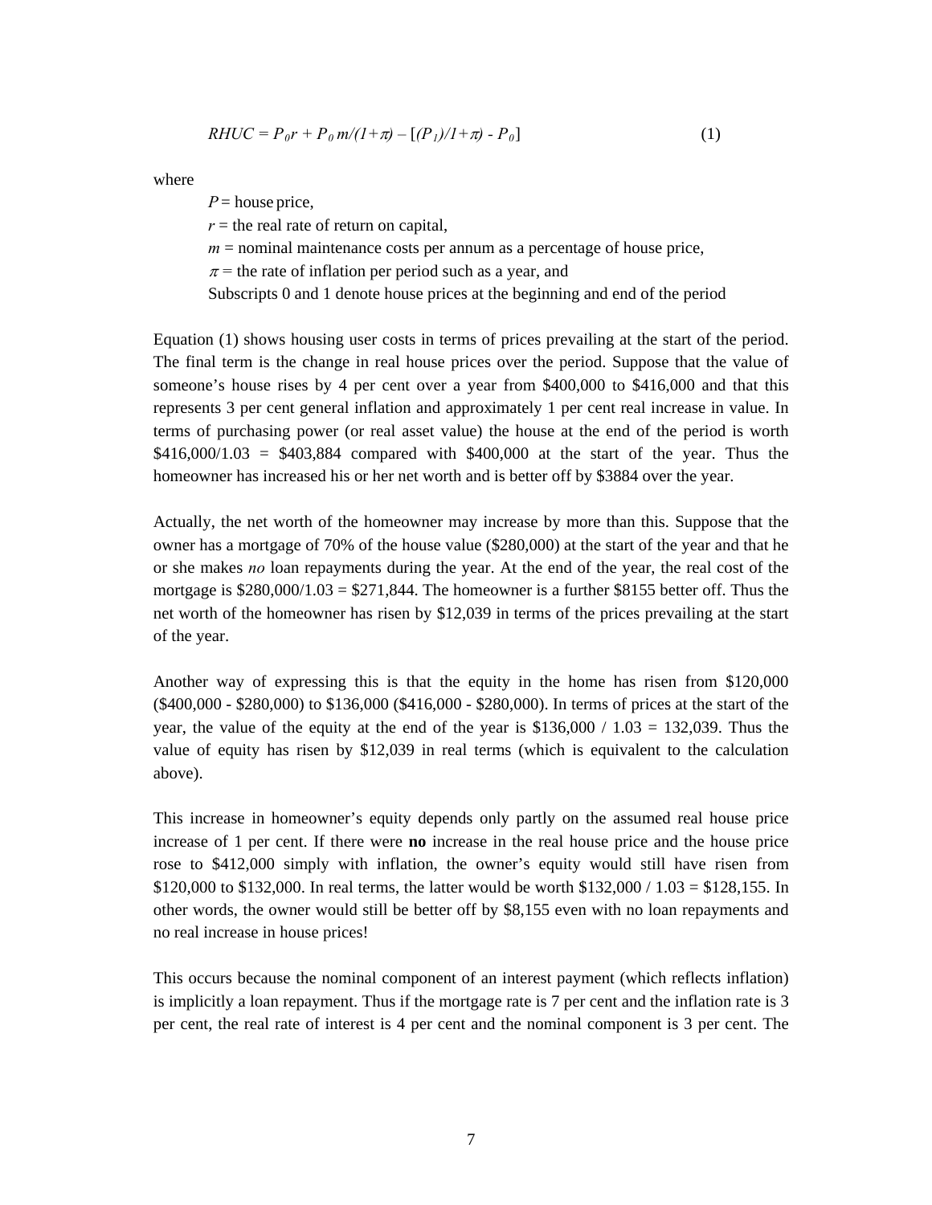$$RHUC = P_0 r + P_0 \, m/(1+\pi) - [(P_1)/1+\pi) - P_0] \qquad (1)$$

where

$P$ = house price,
$r$ = the real rate of return on capital,
$m$ = nominal maintenance costs per annum as a percentage of house price,
$\pi$ = the rate of inflation per period such as a year, and
Subscripts 0 and 1 denote house prices at the beginning and end of the period

Equation (1) shows housing user costs in terms of prices prevailing at the start of the period. The final term is the change in real house prices over the period. Suppose that the value of someone's house rises by 4 per cent over a year from $400,000 to $416,000 and that this represents 3 per cent general inflation and approximately 1 per cent real increase in value. In terms of purchasing power (or real asset value) the house at the end of the period is worth $416,000/1.03 = $403,884 compared with $400,000 at the start of the year. Thus the homeowner has increased his or her net worth and is better off by $3884 over the year.

Actually, the net worth of the homeowner may increase by more than this. Suppose that the owner has a mortgage of 70% of the house value ($280,000) at the start of the year and that he or she makes *no* loan repayments during the year. At the end of the year, the real cost of the mortgage is $280,000/1.03 = $271,844. The homeowner is a further $8155 better off. Thus the net worth of the homeowner has risen by $12,039 in terms of the prices prevailing at the start of the year.

Another way of expressing this is that the equity in the home has risen from $120,000 ($400,000 - $280,000) to $136,000 ($416,000 - $280,000). In terms of prices at the start of the year, the value of the equity at the end of the year is $136,000 / 1.03 = 132,039. Thus the value of equity has risen by $12,039 in real terms (which is equivalent to the calculation above).

This increase in homeowner's equity depends only partly on the assumed real house price increase of 1 per cent. If there were **no** increase in the real house price and the house price rose to $412,000 simply with inflation, the owner's equity would still have risen from $120,000 to $132,000. In real terms, the latter would be worth $132,000 / 1.03 = $128,155. In other words, the owner would still be better off by $8,155 even with no loan repayments and no real increase in house prices!

This occurs because the nominal component of an interest payment (which reflects inflation) is implicitly a loan repayment. Thus if the mortgage rate is 7 per cent and the inflation rate is 3 per cent, the real rate of interest is 4 per cent and the nominal component is 3 per cent. The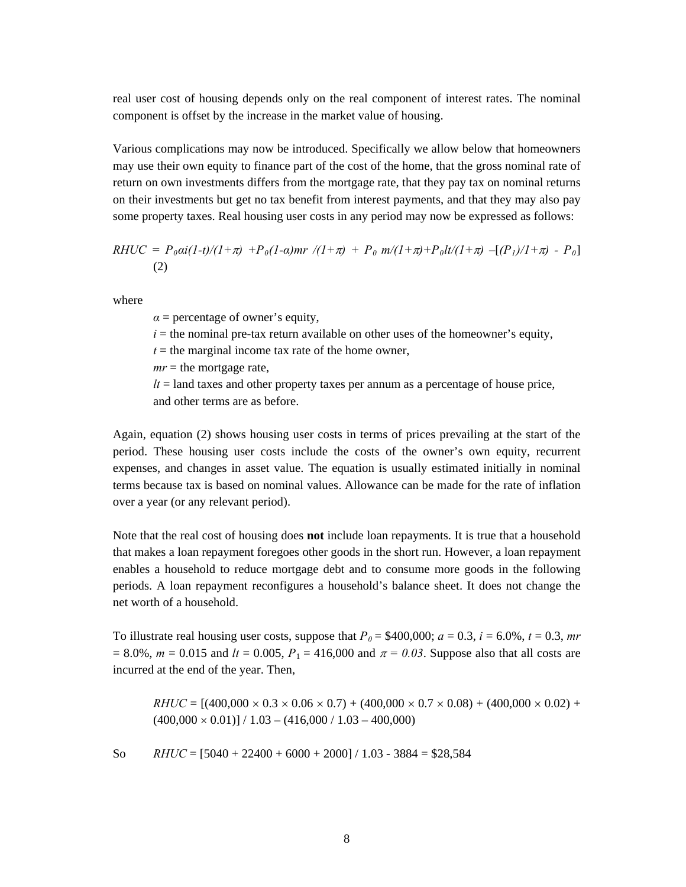real user cost of housing depends only on the real component of interest rates. The nominal component is offset by the increase in the market value of housing.

Various complications may now be introduced. Specifically we allow below that homeowners may use their own equity to finance part of the cost of the home, that the gross nominal rate of return on own investments differs from the mortgage rate, that they pay tax on nominal returns on their investments but get no tax benefit from interest payments, and that they may also pay some property taxes. Real housing user costs in any period may now be expressed as follows:

$$RHUC = P_0\alpha i(1-t)/(1+\pi) + P_0(1-\alpha)mr/(1+\pi) + P_0\, m/(1+\pi) + P_0 lt/(1+\pi) - [(P_1)/1+\pi) - P_0] \quad (2)$$

where

$\alpha$ = percentage of owner's equity,
$i$ = the nominal pre-tax return available on other uses of the homeowner's equity,
$t$ = the marginal income tax rate of the home owner,
$mr$ = the mortgage rate,
$lt$ = land taxes and other property taxes per annum as a percentage of house price,
and other terms are as before.

Again, equation (2) shows housing user costs in terms of prices prevailing at the start of the period. These housing user costs include the costs of the owner's own equity, recurrent expenses, and changes in asset value. The equation is usually estimated initially in nominal terms because tax is based on nominal values. Allowance can be made for the rate of inflation over a year (or any relevant period).

Note that the real cost of housing does **not** include loan repayments. It is true that a household that makes a loan repayment foregoes other goods in the short run. However, a loan repayment enables a household to reduce mortgage debt and to consume more goods in the following periods. A loan repayment reconfigures a household's balance sheet. It does not change the net worth of a household.

To illustrate real housing user costs, suppose that $P_0$ = \$400,000; $a$ = 0.3, $i$ = 6.0%, $t$ = 0.3, $mr$ = 8.0%, $m$ = 0.015 and $lt$ = 0.005, $P_1$ = 416,000 and $\pi = 0.03$. Suppose also that all costs are incurred at the end of the year. Then,

$$RHUC = [(400{,}000 \times 0.3 \times 0.06 \times 0.7) + (400{,}000 \times 0.7 \times 0.08) + (400{,}000 \times 0.02) + (400{,}000 \times 0.01)] / 1.03 - (416{,}000 / 1.03 - 400{,}000)$$

So $\quad RHUC = [5040 + 22400 + 6000 + 2000] / 1.03 - 3884 = \$28{,}584$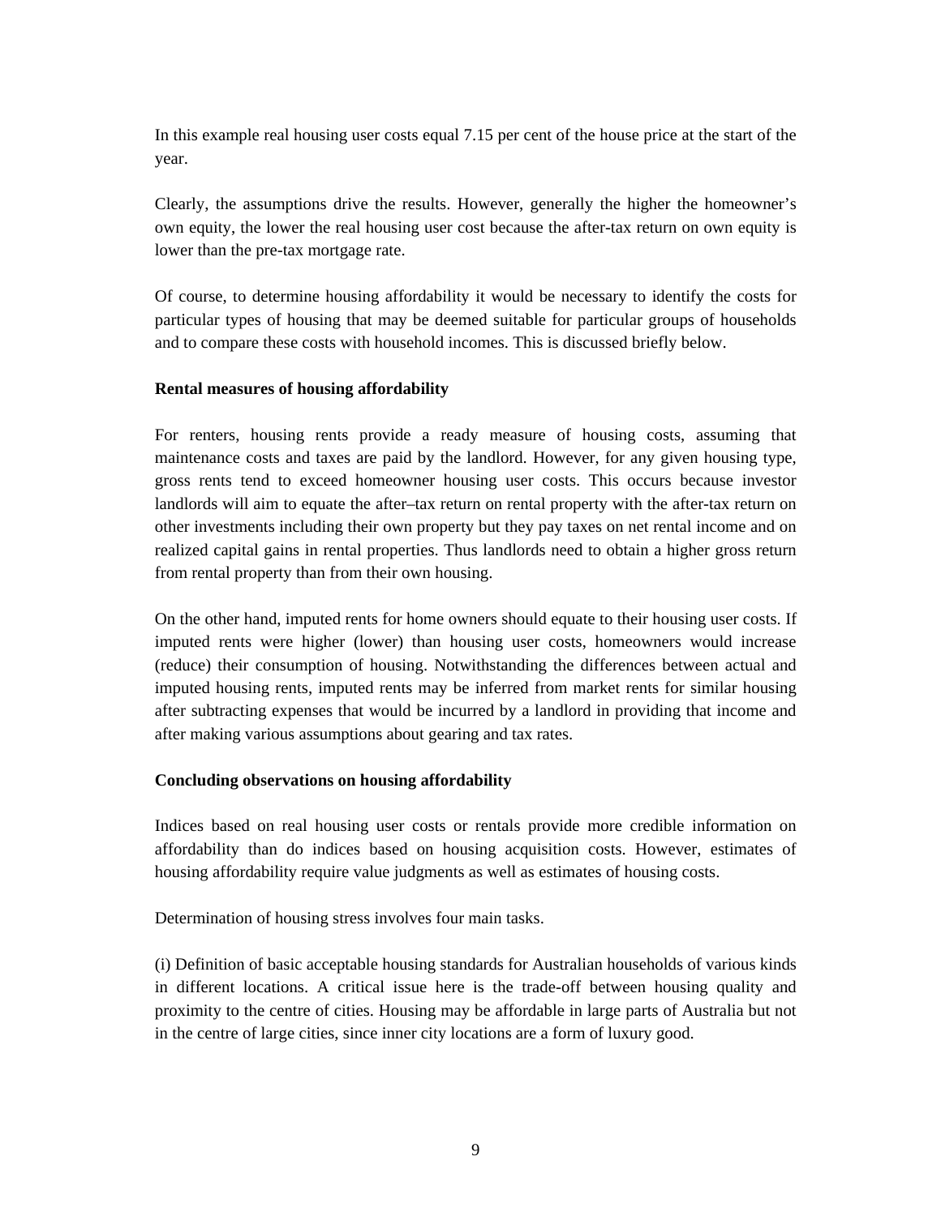In this example real housing user costs equal 7.15 per cent of the house price at the start of the year.

Clearly, the assumptions drive the results. However, generally the higher the homeowner's own equity, the lower the real housing user cost because the after-tax return on own equity is lower than the pre-tax mortgage rate.

Of course, to determine housing affordability it would be necessary to identify the costs for particular types of housing that may be deemed suitable for particular groups of households and to compare these costs with household incomes. This is discussed briefly below.

**Rental measures of housing affordability**

For renters, housing rents provide a ready measure of housing costs, assuming that maintenance costs and taxes are paid by the landlord. However, for any given housing type, gross rents tend to exceed homeowner housing user costs. This occurs because investor landlords will aim to equate the after–tax return on rental property with the after-tax return on other investments including their own property but they pay taxes on net rental income and on realized capital gains in rental properties. Thus landlords need to obtain a higher gross return from rental property than from their own housing.

On the other hand, imputed rents for home owners should equate to their housing user costs. If imputed rents were higher (lower) than housing user costs, homeowners would increase (reduce) their consumption of housing. Notwithstanding the differences between actual and imputed housing rents, imputed rents may be inferred from market rents for similar housing after subtracting expenses that would be incurred by a landlord in providing that income and after making various assumptions about gearing and tax rates.

**Concluding observations on housing affordability**

Indices based on real housing user costs or rentals provide more credible information on affordability than do indices based on housing acquisition costs. However, estimates of housing affordability require value judgments as well as estimates of housing costs.

Determination of housing stress involves four main tasks.

(i) Definition of basic acceptable housing standards for Australian households of various kinds in different locations. A critical issue here is the trade-off between housing quality and proximity to the centre of cities. Housing may be affordable in large parts of Australia but not in the centre of large cities, since inner city locations are a form of luxury good.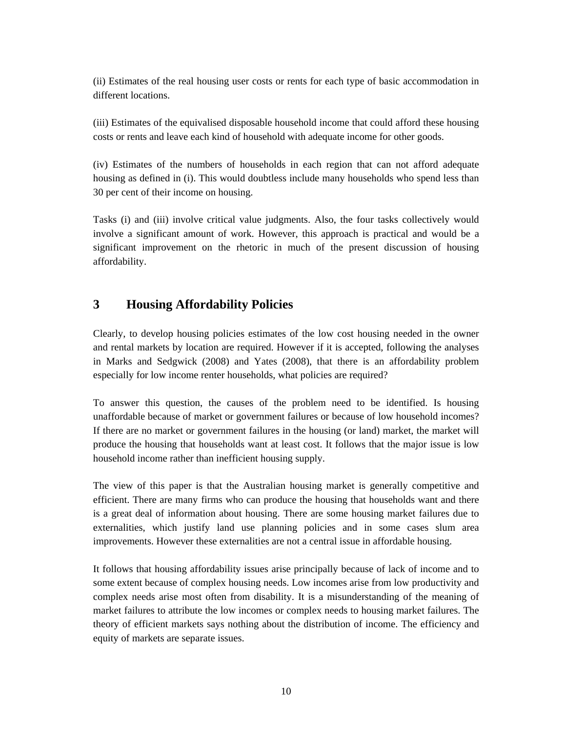(ii) Estimates of the real housing user costs or rents for each type of basic accommodation in different locations.

(iii) Estimates of the equivalised disposable household income that could afford these housing costs or rents and leave each kind of household with adequate income for other goods.

(iv) Estimates of the numbers of households in each region that can not afford adequate housing as defined in (i). This would doubtless include many households who spend less than 30 per cent of their income on housing.

Tasks (i) and (iii) involve critical value judgments. Also, the four tasks collectively would involve a significant amount of work. However, this approach is practical and would be a significant improvement on the rhetoric in much of the present discussion of housing affordability.

## 3 Housing Affordability Policies

Clearly, to develop housing policies estimates of the low cost housing needed in the owner and rental markets by location are required. However if it is accepted, following the analyses in Marks and Sedgwick (2008) and Yates (2008), that there is an affordability problem especially for low income renter households, what policies are required?

To answer this question, the causes of the problem need to be identified. Is housing unaffordable because of market or government failures or because of low household incomes? If there are no market or government failures in the housing (or land) market, the market will produce the housing that households want at least cost. It follows that the major issue is low household income rather than inefficient housing supply.

The view of this paper is that the Australian housing market is generally competitive and efficient. There are many firms who can produce the housing that households want and there is a great deal of information about housing. There are some housing market failures due to externalities, which justify land use planning policies and in some cases slum area improvements. However these externalities are not a central issue in affordable housing.

It follows that housing affordability issues arise principally because of lack of income and to some extent because of complex housing needs. Low incomes arise from low productivity and complex needs arise most often from disability. It is a misunderstanding of the meaning of market failures to attribute the low incomes or complex needs to housing market failures. The theory of efficient markets says nothing about the distribution of income. The efficiency and equity of markets are separate issues.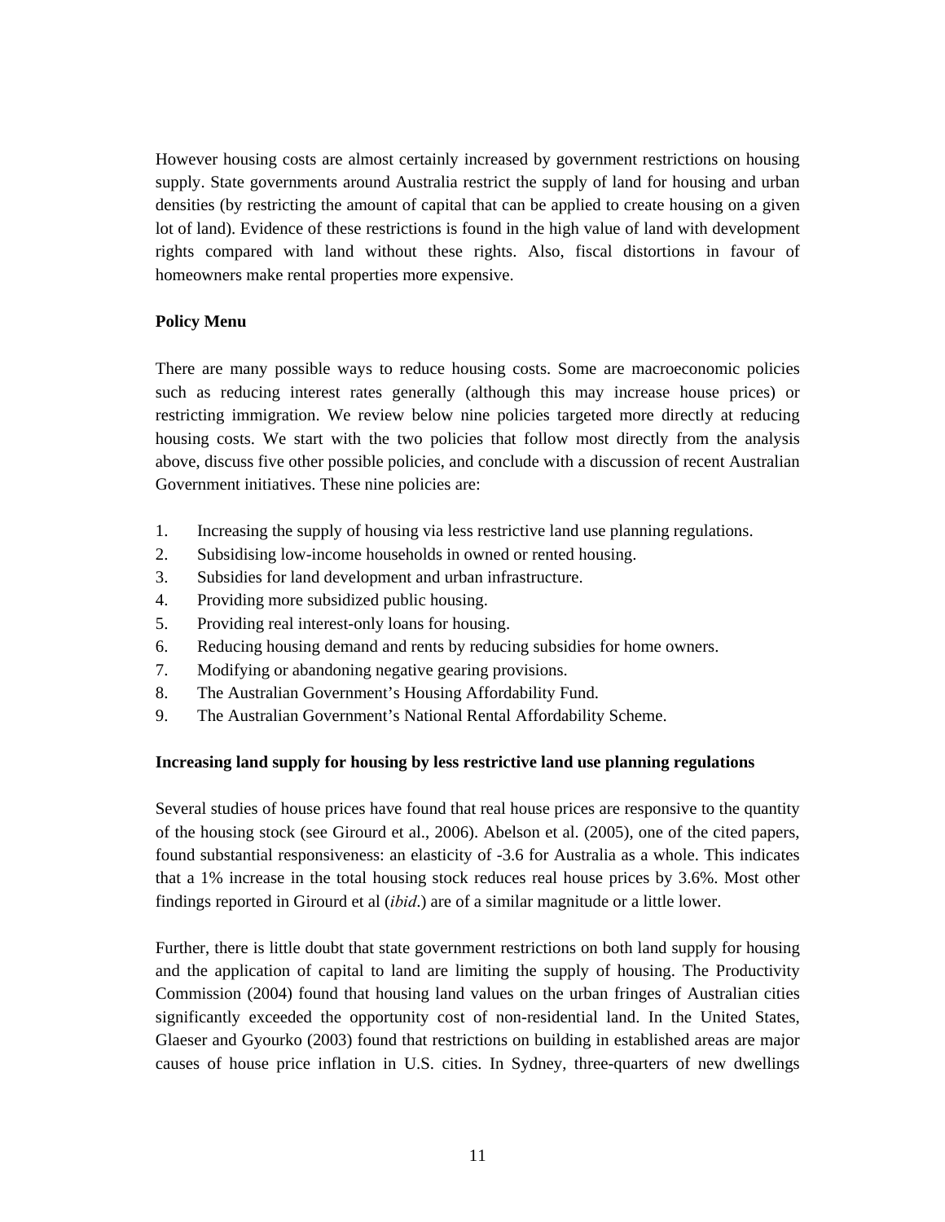However housing costs are almost certainly increased by government restrictions on housing supply. State governments around Australia restrict the supply of land for housing and urban densities (by restricting the amount of capital that can be applied to create housing on a given lot of land). Evidence of these restrictions is found in the high value of land with development rights compared with land without these rights. Also, fiscal distortions in favour of homeowners make rental properties more expensive.

**Policy Menu**

There are many possible ways to reduce housing costs. Some are macroeconomic policies such as reducing interest rates generally (although this may increase house prices) or restricting immigration. We review below nine policies targeted more directly at reducing housing costs. We start with the two policies that follow most directly from the analysis above, discuss five other possible policies, and conclude with a discussion of recent Australian Government initiatives. These nine policies are:

1. Increasing the supply of housing via less restrictive land use planning regulations.
2. Subsidising low-income households in owned or rented housing.
3. Subsidies for land development and urban infrastructure.
4. Providing more subsidized public housing.
5. Providing real interest-only loans for housing.
6. Reducing housing demand and rents by reducing subsidies for home owners.
7. Modifying or abandoning negative gearing provisions.
8. The Australian Government's Housing Affordability Fund.
9. The Australian Government's National Rental Affordability Scheme.

**Increasing land supply for housing by less restrictive land use planning regulations**

Several studies of house prices have found that real house prices are responsive to the quantity of the housing stock (see Girourd et al., 2006). Abelson et al. (2005), one of the cited papers, found substantial responsiveness: an elasticity of -3.6 for Australia as a whole. This indicates that a 1% increase in the total housing stock reduces real house prices by 3.6%. Most other findings reported in Girourd et al (*ibid*.) are of a similar magnitude or a little lower.

Further, there is little doubt that state government restrictions on both land supply for housing and the application of capital to land are limiting the supply of housing. The Productivity Commission (2004) found that housing land values on the urban fringes of Australian cities significantly exceeded the opportunity cost of non-residential land. In the United States, Glaeser and Gyourko (2003) found that restrictions on building in established areas are major causes of house price inflation in U.S. cities. In Sydney, three-quarters of new dwellings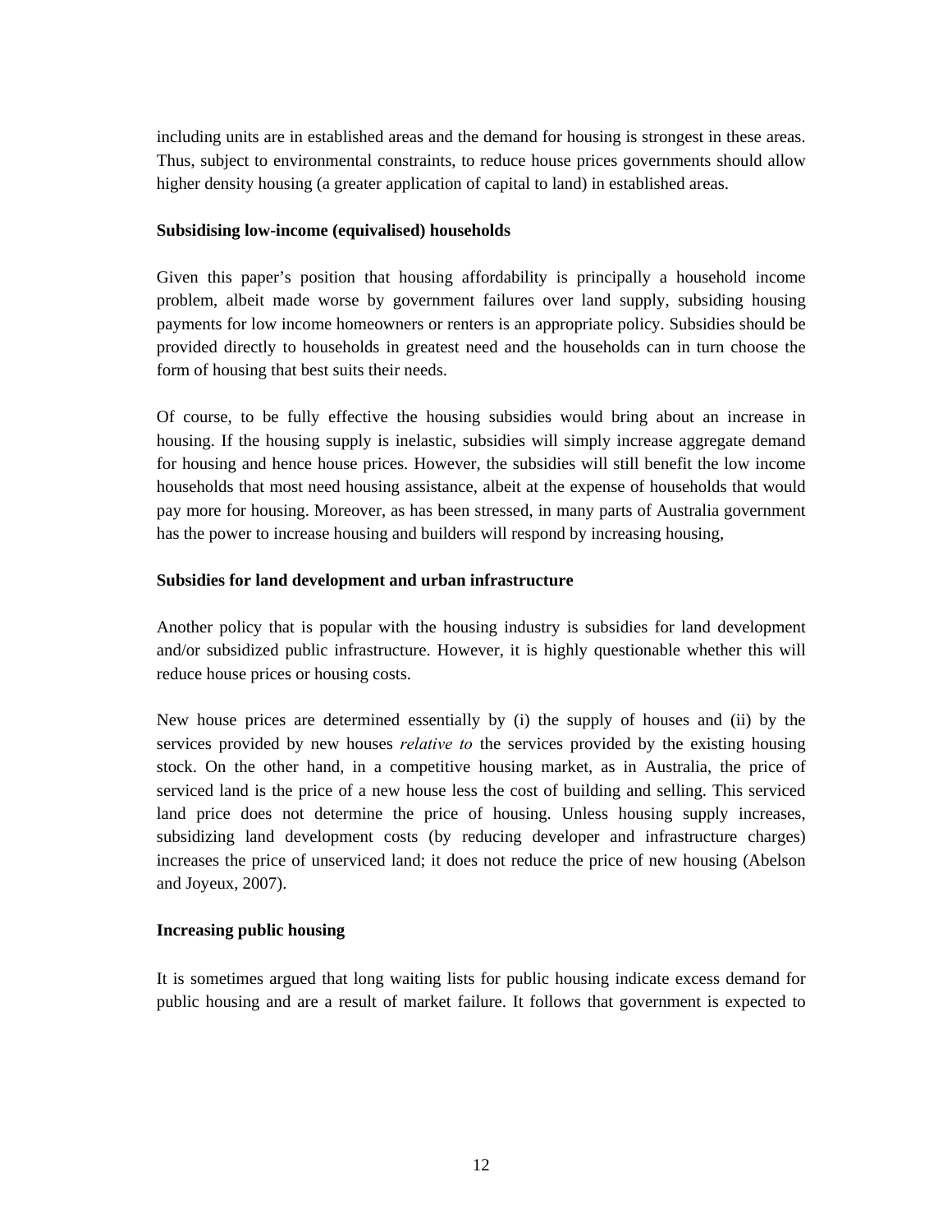including units are in established areas and the demand for housing is strongest in these areas. Thus, subject to environmental constraints, to reduce house prices governments should allow higher density housing (a greater application of capital to land) in established areas.

**Subsidising low-income (equivalised) households**

Given this paper's position that housing affordability is principally a household income problem, albeit made worse by government failures over land supply, subsiding housing payments for low income homeowners or renters is an appropriate policy. Subsidies should be provided directly to households in greatest need and the households can in turn choose the form of housing that best suits their needs.

Of course, to be fully effective the housing subsidies would bring about an increase in housing. If the housing supply is inelastic, subsidies will simply increase aggregate demand for housing and hence house prices. However, the subsidies will still benefit the low income households that most need housing assistance, albeit at the expense of households that would pay more for housing. Moreover, as has been stressed, in many parts of Australia government has the power to increase housing and builders will respond by increasing housing,

**Subsidies for land development and urban infrastructure**

Another policy that is popular with the housing industry is subsidies for land development and/or subsidized public infrastructure. However, it is highly questionable whether this will reduce house prices or housing costs.

New house prices are determined essentially by (i) the supply of houses and (ii) by the services provided by new houses *relative to* the services provided by the existing housing stock. On the other hand, in a competitive housing market, as in Australia, the price of serviced land is the price of a new house less the cost of building and selling. This serviced land price does not determine the price of housing. Unless housing supply increases, subsidizing land development costs (by reducing developer and infrastructure charges) increases the price of unserviced land; it does not reduce the price of new housing (Abelson and Joyeux, 2007).

**Increasing public housing**

It is sometimes argued that long waiting lists for public housing indicate excess demand for public housing and are a result of market failure. It follows that government is expected to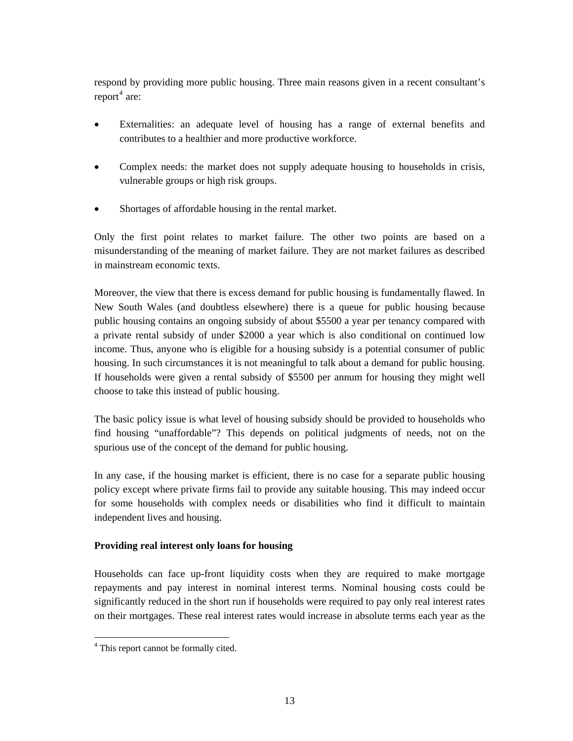respond by providing more public housing. Three main reasons given in a recent consultant's report[4] are:

- Externalities: an adequate level of housing has a range of external benefits and contributes to a healthier and more productive workforce.
- Complex needs: the market does not supply adequate housing to households in crisis, vulnerable groups or high risk groups.
- Shortages of affordable housing in the rental market.

Only the first point relates to market failure. The other two points are based on a misunderstanding of the meaning of market failure. They are not market failures as described in mainstream economic texts.

Moreover, the view that there is excess demand for public housing is fundamentally flawed. In New South Wales (and doubtless elsewhere) there is a queue for public housing because public housing contains an ongoing subsidy of about $5500 a year per tenancy compared with a private rental subsidy of under $2000 a year which is also conditional on continued low income. Thus, anyone who is eligible for a housing subsidy is a potential consumer of public housing. In such circumstances it is not meaningful to talk about a demand for public housing. If households were given a rental subsidy of $5500 per annum for housing they might well choose to take this instead of public housing.

The basic policy issue is what level of housing subsidy should be provided to households who find housing "unaffordable"? This depends on political judgments of needs, not on the spurious use of the concept of the demand for public housing.

In any case, if the housing market is efficient, there is no case for a separate public housing policy except where private firms fail to provide any suitable housing. This may indeed occur for some households with complex needs or disabilities who find it difficult to maintain independent lives and housing.

**Providing real interest only loans for housing**

Households can face up-front liquidity costs when they are required to make mortgage repayments and pay interest in nominal interest terms. Nominal housing costs could be significantly reduced in the short run if households were required to pay only real interest rates on their mortgages. These real interest rates would increase in absolute terms each year as the

[4] This report cannot be formally cited.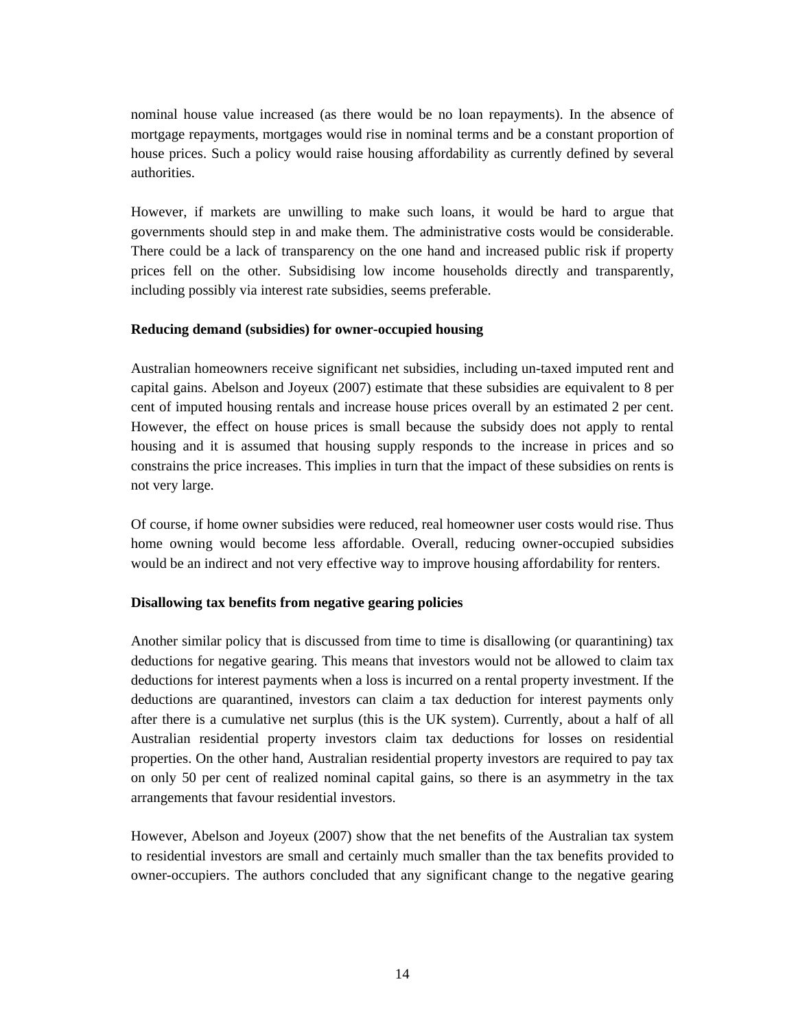nominal house value increased (as there would be no loan repayments). In the absence of mortgage repayments, mortgages would rise in nominal terms and be a constant proportion of house prices. Such a policy would raise housing affordability as currently defined by several authorities.

However, if markets are unwilling to make such loans, it would be hard to argue that governments should step in and make them. The administrative costs would be considerable. There could be a lack of transparency on the one hand and increased public risk if property prices fell on the other. Subsidising low income households directly and transparently, including possibly via interest rate subsidies, seems preferable.

**Reducing demand (subsidies) for owner-occupied housing**

Australian homeowners receive significant net subsidies, including un-taxed imputed rent and capital gains. Abelson and Joyeux (2007) estimate that these subsidies are equivalent to 8 per cent of imputed housing rentals and increase house prices overall by an estimated 2 per cent. However, the effect on house prices is small because the subsidy does not apply to rental housing and it is assumed that housing supply responds to the increase in prices and so constrains the price increases. This implies in turn that the impact of these subsidies on rents is not very large.

Of course, if home owner subsidies were reduced, real homeowner user costs would rise. Thus home owning would become less affordable. Overall, reducing owner-occupied subsidies would be an indirect and not very effective way to improve housing affordability for renters.

**Disallowing tax benefits from negative gearing policies**

Another similar policy that is discussed from time to time is disallowing (or quarantining) tax deductions for negative gearing. This means that investors would not be allowed to claim tax deductions for interest payments when a loss is incurred on a rental property investment. If the deductions are quarantined, investors can claim a tax deduction for interest payments only after there is a cumulative net surplus (this is the UK system). Currently, about a half of all Australian residential property investors claim tax deductions for losses on residential properties. On the other hand, Australian residential property investors are required to pay tax on only 50 per cent of realized nominal capital gains, so there is an asymmetry in the tax arrangements that favour residential investors.

However, Abelson and Joyeux (2007) show that the net benefits of the Australian tax system to residential investors are small and certainly much smaller than the tax benefits provided to owner-occupiers. The authors concluded that any significant change to the negative gearing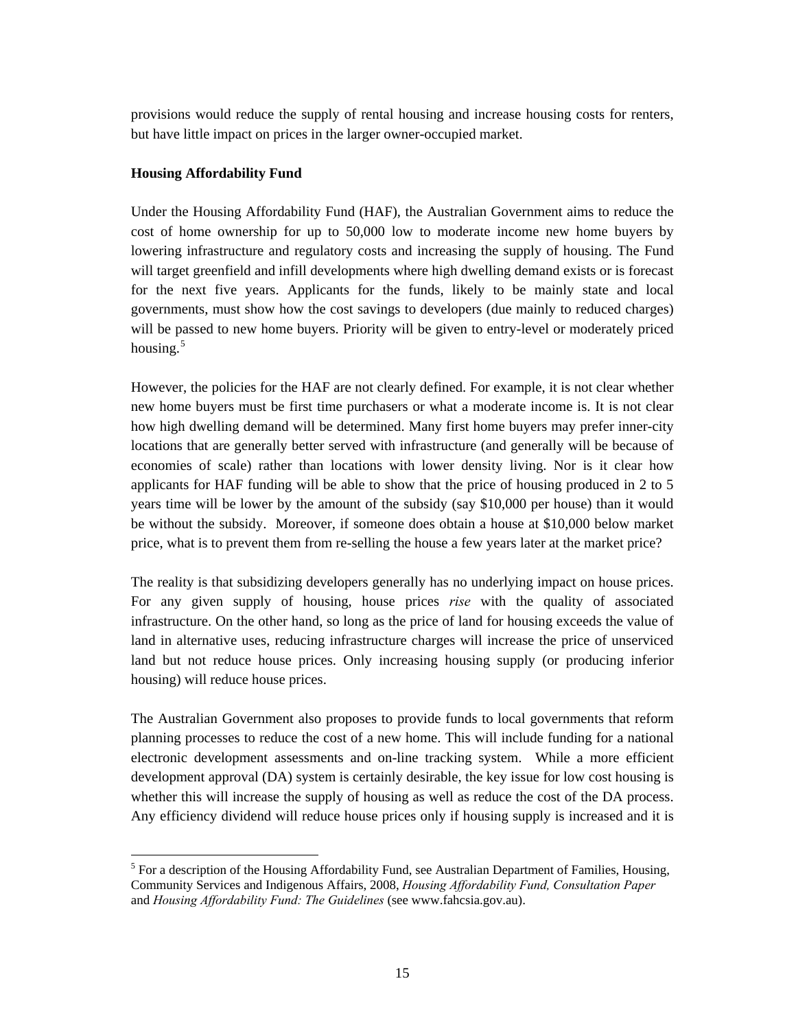provisions would reduce the supply of rental housing and increase housing costs for renters, but have little impact on prices in the larger owner-occupied market.

**Housing Affordability Fund**

Under the Housing Affordability Fund (HAF), the Australian Government aims to reduce the cost of home ownership for up to 50,000 low to moderate income new home buyers by lowering infrastructure and regulatory costs and increasing the supply of housing. The Fund will target greenfield and infill developments where high dwelling demand exists or is forecast for the next five years. Applicants for the funds, likely to be mainly state and local governments, must show how the cost savings to developers (due mainly to reduced charges) will be passed to new home buyers. Priority will be given to entry-level or moderately priced housing.[5]

However, the policies for the HAF are not clearly defined. For example, it is not clear whether new home buyers must be first time purchasers or what a moderate income is. It is not clear how high dwelling demand will be determined. Many first home buyers may prefer inner-city locations that are generally better served with infrastructure (and generally will be because of economies of scale) rather than locations with lower density living. Nor is it clear how applicants for HAF funding will be able to show that the price of housing produced in 2 to 5 years time will be lower by the amount of the subsidy (say $10,000 per house) than it would be without the subsidy. Moreover, if someone does obtain a house at $10,000 below market price, what is to prevent them from re-selling the house a few years later at the market price?

The reality is that subsidizing developers generally has no underlying impact on house prices. For any given supply of housing, house prices *rise* with the quality of associated infrastructure. On the other hand, so long as the price of land for housing exceeds the value of land in alternative uses, reducing infrastructure charges will increase the price of unserviced land but not reduce house prices. Only increasing housing supply (or producing inferior housing) will reduce house prices.

The Australian Government also proposes to provide funds to local governments that reform planning processes to reduce the cost of a new home. This will include funding for a national electronic development assessments and on-line tracking system. While a more efficient development approval (DA) system is certainly desirable, the key issue for low cost housing is whether this will increase the supply of housing as well as reduce the cost of the DA process. Any efficiency dividend will reduce house prices only if housing supply is increased and it is

[5] For a description of the Housing Affordability Fund, see Australian Department of Families, Housing, Community Services and Indigenous Affairs, 2008, *Housing Affordability Fund, Consultation Paper* and *Housing Affordability Fund: The Guidelines* (see www.fahcsia.gov.au).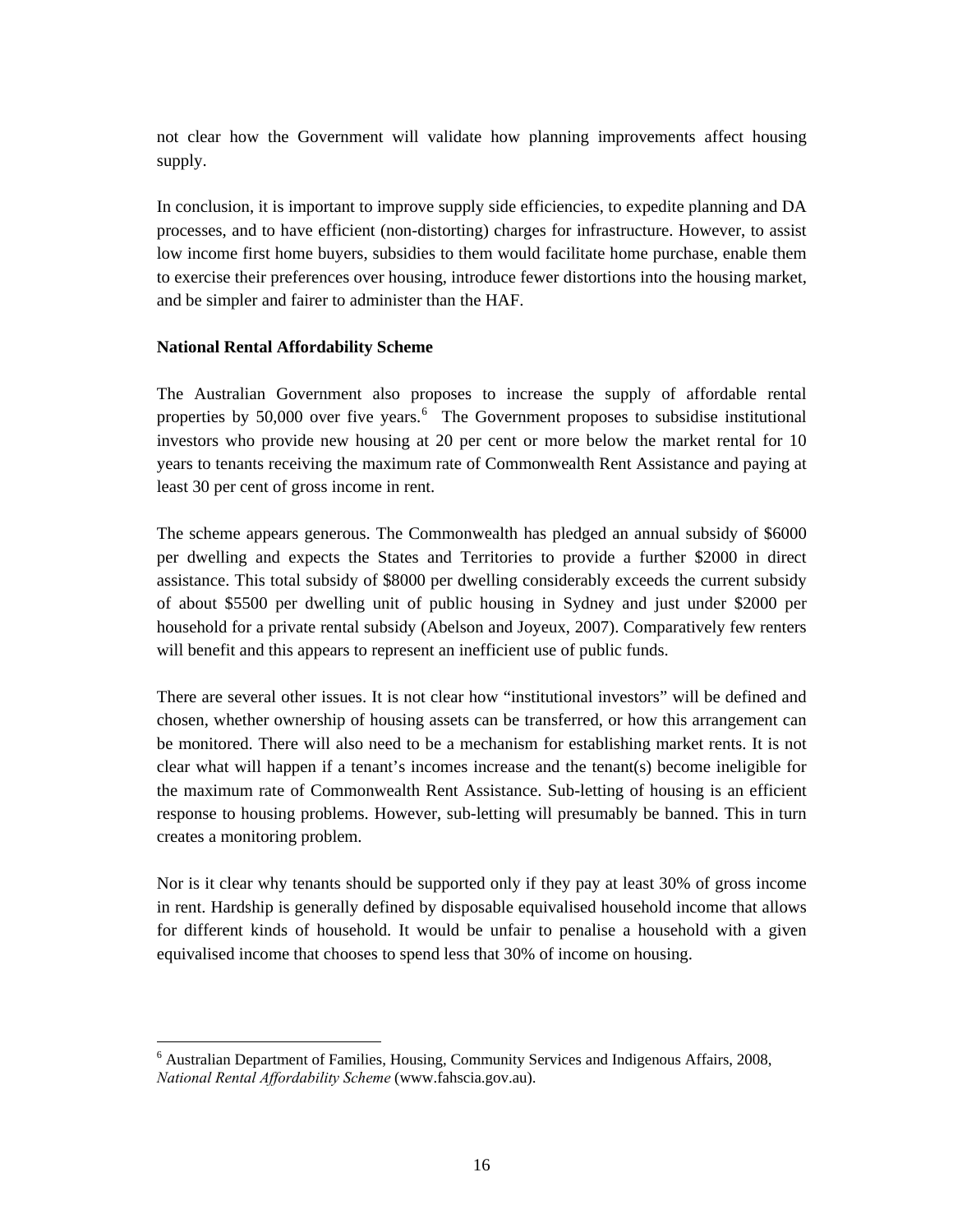not clear how the Government will validate how planning improvements affect housing supply.

In conclusion, it is important to improve supply side efficiencies, to expedite planning and DA processes, and to have efficient (non-distorting) charges for infrastructure. However, to assist low income first home buyers, subsidies to them would facilitate home purchase, enable them to exercise their preferences over housing, introduce fewer distortions into the housing market, and be simpler and fairer to administer than the HAF.

**National Rental Affordability Scheme**

The Australian Government also proposes to increase the supply of affordable rental properties by 50,000 over five years.[6] The Government proposes to subsidise institutional investors who provide new housing at 20 per cent or more below the market rental for 10 years to tenants receiving the maximum rate of Commonwealth Rent Assistance and paying at least 30 per cent of gross income in rent.

The scheme appears generous. The Commonwealth has pledged an annual subsidy of $6000 per dwelling and expects the States and Territories to provide a further $2000 in direct assistance. This total subsidy of $8000 per dwelling considerably exceeds the current subsidy of about $5500 per dwelling unit of public housing in Sydney and just under $2000 per household for a private rental subsidy (Abelson and Joyeux, 2007). Comparatively few renters will benefit and this appears to represent an inefficient use of public funds.

There are several other issues. It is not clear how "institutional investors" will be defined and chosen, whether ownership of housing assets can be transferred, or how this arrangement can be monitored. There will also need to be a mechanism for establishing market rents. It is not clear what will happen if a tenant's incomes increase and the tenant(s) become ineligible for the maximum rate of Commonwealth Rent Assistance. Sub-letting of housing is an efficient response to housing problems. However, sub-letting will presumably be banned. This in turn creates a monitoring problem.

Nor is it clear why tenants should be supported only if they pay at least 30% of gross income in rent. Hardship is generally defined by disposable equivalised household income that allows for different kinds of household. It would be unfair to penalise a household with a given equivalised income that chooses to spend less that 30% of income on housing.

---

[6] Australian Department of Families, Housing, Community Services and Indigenous Affairs, 2008, *National Rental Affordability Scheme* (www.fahscia.gov.au).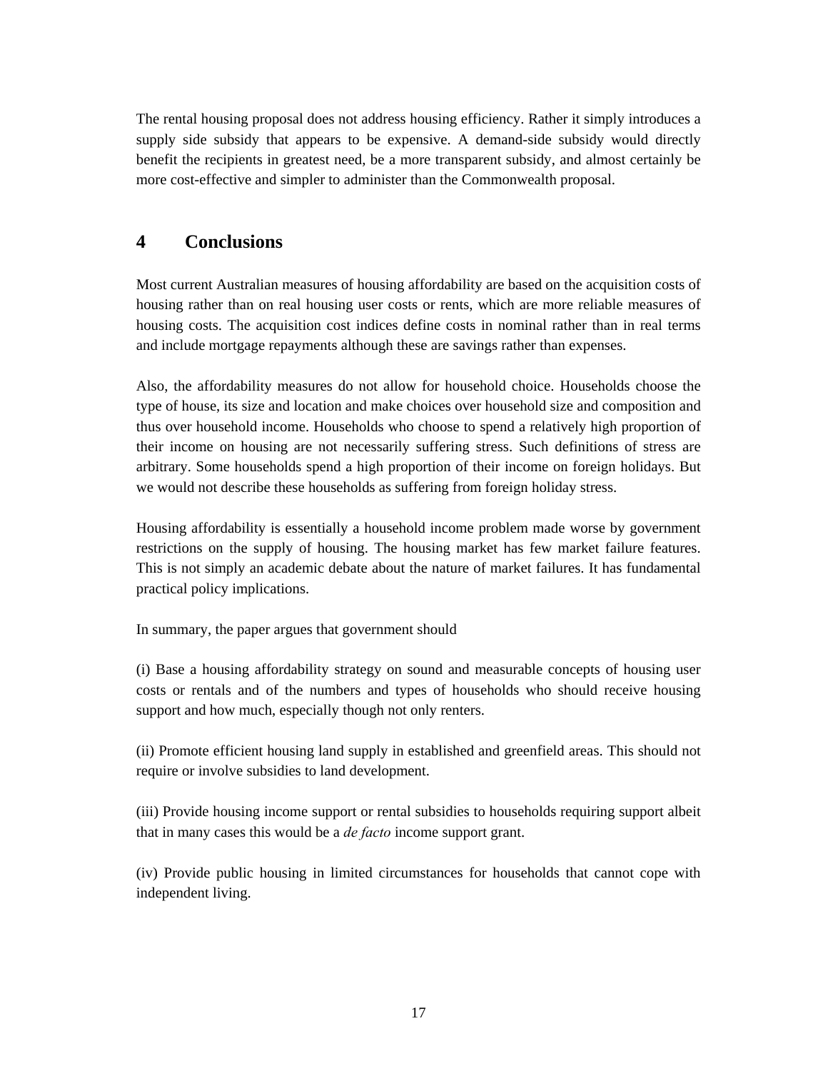The rental housing proposal does not address housing efficiency. Rather it simply introduces a supply side subsidy that appears to be expensive. A demand-side subsidy would directly benefit the recipients in greatest need, be a more transparent subsidy, and almost certainly be more cost-effective and simpler to administer than the Commonwealth proposal.

## 4 Conclusions

Most current Australian measures of housing affordability are based on the acquisition costs of housing rather than on real housing user costs or rents, which are more reliable measures of housing costs. The acquisition cost indices define costs in nominal rather than in real terms and include mortgage repayments although these are savings rather than expenses.

Also, the affordability measures do not allow for household choice. Households choose the type of house, its size and location and make choices over household size and composition and thus over household income. Households who choose to spend a relatively high proportion of their income on housing are not necessarily suffering stress. Such definitions of stress are arbitrary. Some households spend a high proportion of their income on foreign holidays. But we would not describe these households as suffering from foreign holiday stress.

Housing affordability is essentially a household income problem made worse by government restrictions on the supply of housing. The housing market has few market failure features. This is not simply an academic debate about the nature of market failures. It has fundamental practical policy implications.

In summary, the paper argues that government should

(i) Base a housing affordability strategy on sound and measurable concepts of housing user costs or rentals and of the numbers and types of households who should receive housing support and how much, especially though not only renters.

(ii) Promote efficient housing land supply in established and greenfield areas. This should not require or involve subsidies to land development.

(iii) Provide housing income support or rental subsidies to households requiring support albeit that in many cases this would be a *de facto* income support grant.

(iv) Provide public housing in limited circumstances for households that cannot cope with independent living.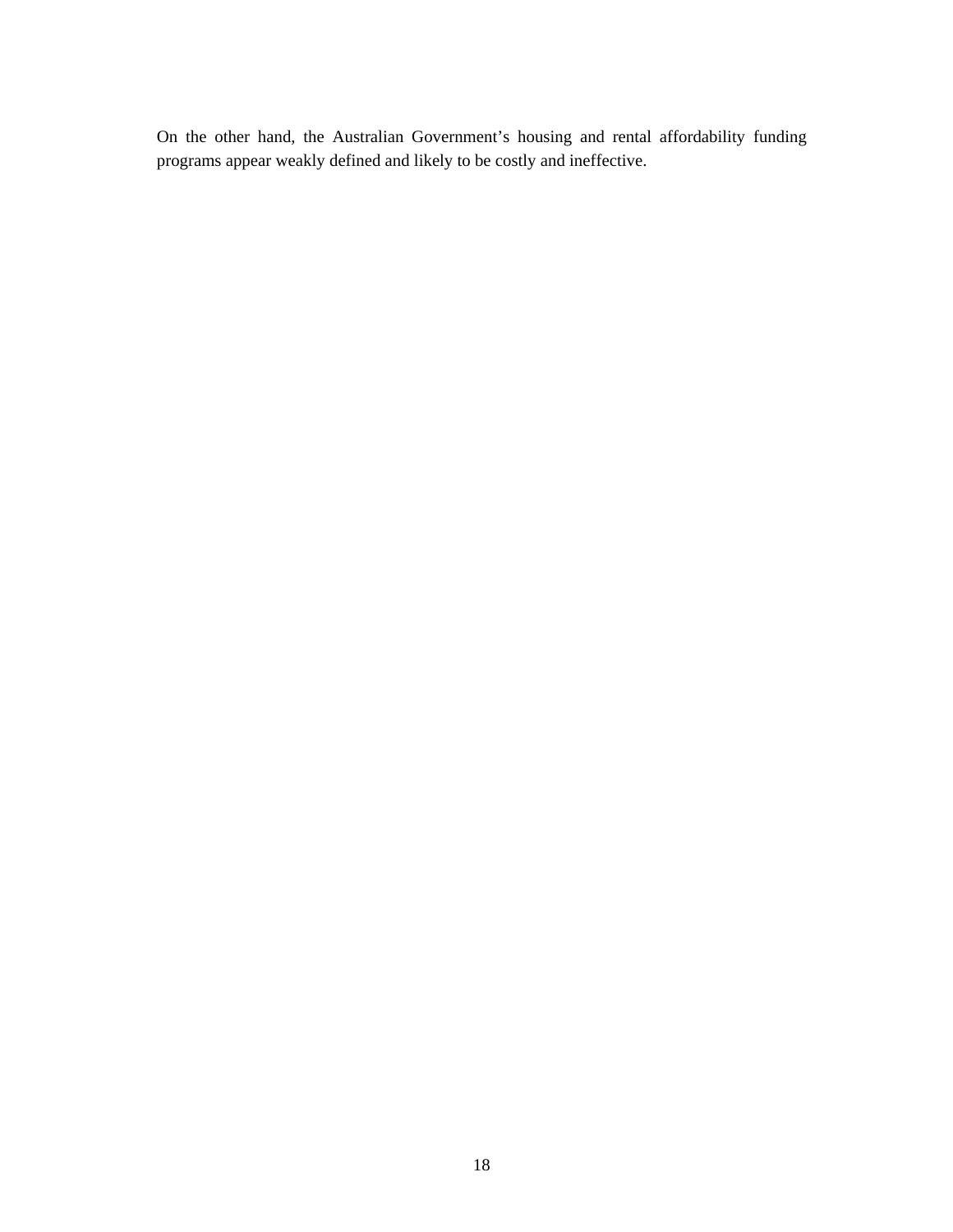On the other hand, the Australian Government's housing and rental affordability funding programs appear weakly defined and likely to be costly and ineffective.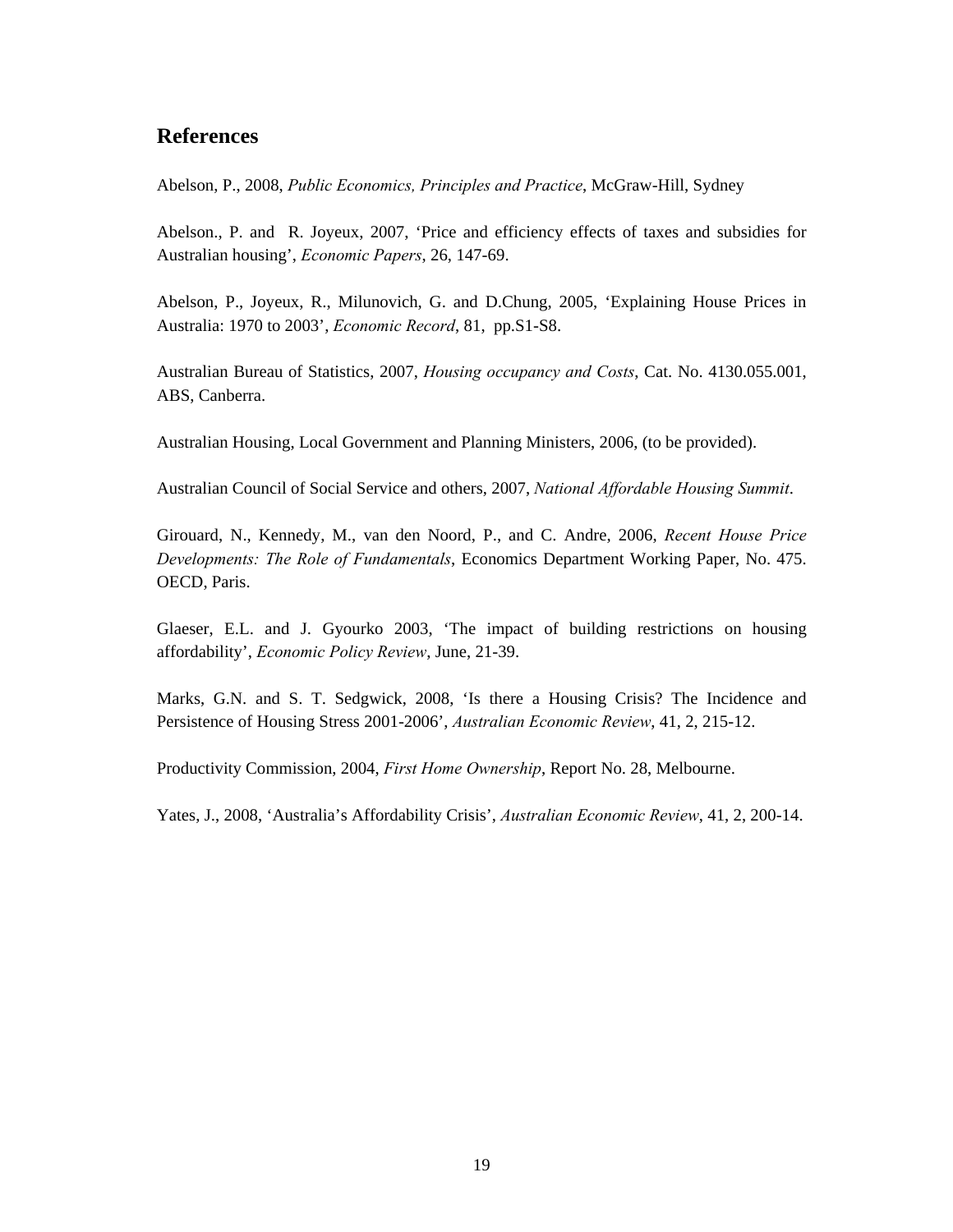## References

Abelson, P., 2008, *Public Economics, Principles and Practice*, McGraw-Hill, Sydney

Abelson., P. and R. Joyeux, 2007, 'Price and efficiency effects of taxes and subsidies for Australian housing', *Economic Papers*, 26, 147-69.

Abelson, P., Joyeux, R., Milunovich, G. and D.Chung, 2005, 'Explaining House Prices in Australia: 1970 to 2003', *Economic Record*, 81, pp.S1-S8.

Australian Bureau of Statistics, 2007, *Housing occupancy and Costs*, Cat. No. 4130.055.001, ABS, Canberra.

Australian Housing, Local Government and Planning Ministers, 2006, (to be provided).

Australian Council of Social Service and others, 2007, *National Affordable Housing Summit*.

Girouard, N., Kennedy, M., van den Noord, P., and C. Andre, 2006, *Recent House Price Developments: The Role of Fundamentals*, Economics Department Working Paper, No. 475. OECD, Paris.

Glaeser, E.L. and J. Gyourko 2003, 'The impact of building restrictions on housing affordability', *Economic Policy Review*, June, 21-39.

Marks, G.N. and S. T. Sedgwick, 2008, 'Is there a Housing Crisis? The Incidence and Persistence of Housing Stress 2001-2006', *Australian Economic Review*, 41, 2, 215-12.

Productivity Commission, 2004, *First Home Ownership*, Report No. 28, Melbourne.

Yates, J., 2008, 'Australia's Affordability Crisis', *Australian Economic Review*, 41, 2, 200-14.